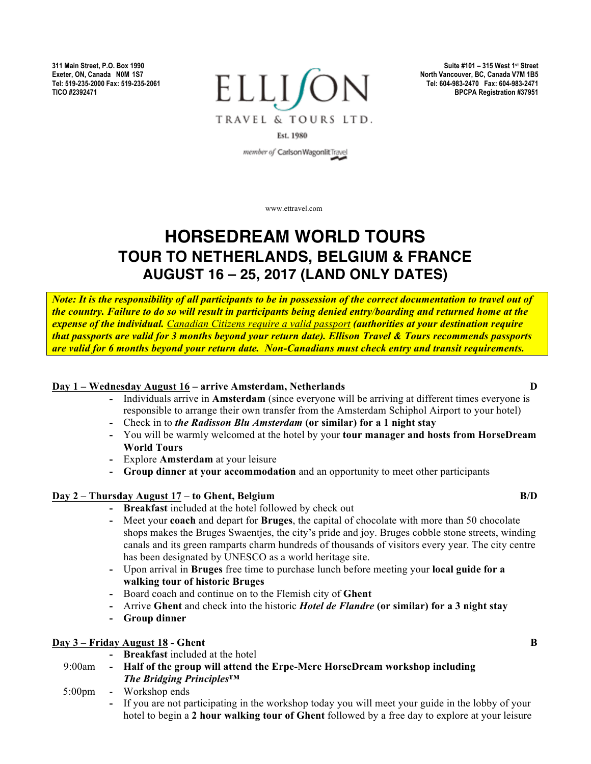311 Main Street, P.O. Box 1990
Exeter, ON, Canada N0M 1S7
Tel: 519-235-2000 Fax: 519-235-2061
TICO #2392471

ELLISON TRAVEL & TOURS LTD.
Est. 1980
member of CarlsonWagonlit Travel

Suite #101 – 315 West 1st Street
North Vancouver, BC, Canada V7M 1B5
Tel: 604-983-2470 Fax: 604-983-2471
BPCPA Registration #37951

www.ettravel.com

# HORSEDREAM WORLD TOURS
## TOUR TO NETHERLANDS, BELGIUM & FRANCE
### AUGUST 16 – 25, 2017 (LAND ONLY DATES)

***Note: It is the responsibility of all participants to be in possession of the correct documentation to travel out of the country. Failure to do so will result in participants being denied entry/boarding and returned home at the expense of the individual.*** *Canadian Citizens require a valid passport* ***(authorities at your destination require that passports are valid for 3 months beyond your return date). Ellison Travel & Tours recommends passports are valid for 6 months beyond your return date. Non-Canadians must check entry and transit requirements.***

**Day 1 – Wednesday August 16 – arrive Amsterdam, Netherlands** **D**

- Individuals arrive in **Amsterdam** (since everyone will be arriving at different times everyone is responsible to arrange their own transfer from the Amsterdam Schiphol Airport to your hotel)
- Check in to ***the Radisson Blu Amsterdam*** **(or similar) for a 1 night stay**
- You will be warmly welcomed at the hotel by your **tour manager and hosts from HorseDream World Tours**
- Explore **Amsterdam** at your leisure
- **Group dinner at your accommodation** and an opportunity to meet other participants

**Day 2 – Thursday August 17 – to Ghent, Belgium** **B/D**

- **Breakfast** included at the hotel followed by check out
- Meet your **coach** and depart for **Bruges**, the capital of chocolate with more than 50 chocolate shops makes the Bruges Swaentjes, the city's pride and joy. Bruges cobble stone streets, winding canals and its green ramparts charm hundreds of thousands of visitors every year. The city centre has been designated by UNESCO as a world heritage site.
- Upon arrival in **Bruges** free time to purchase lunch before meeting your **local guide for a walking tour of historic Bruges**
- Board coach and continue on to the Flemish city of **Ghent**
- Arrive **Ghent** and check into the historic ***Hotel de Flandre*** **(or similar) for a 3 night stay**
- **Group dinner**

**Day 3 – Friday August 18 - Ghent** **B**

- **Breakfast** included at the hotel

9:00am - **Half of the group will attend the Erpe-Mere HorseDream workshop including *The Bridging Principles™***

5:00pm - Workshop ends

- If you are not participating in the workshop today you will meet your guide in the lobby of your hotel to begin a **2 hour walking tour of Ghent** followed by a free day to explore at your leisure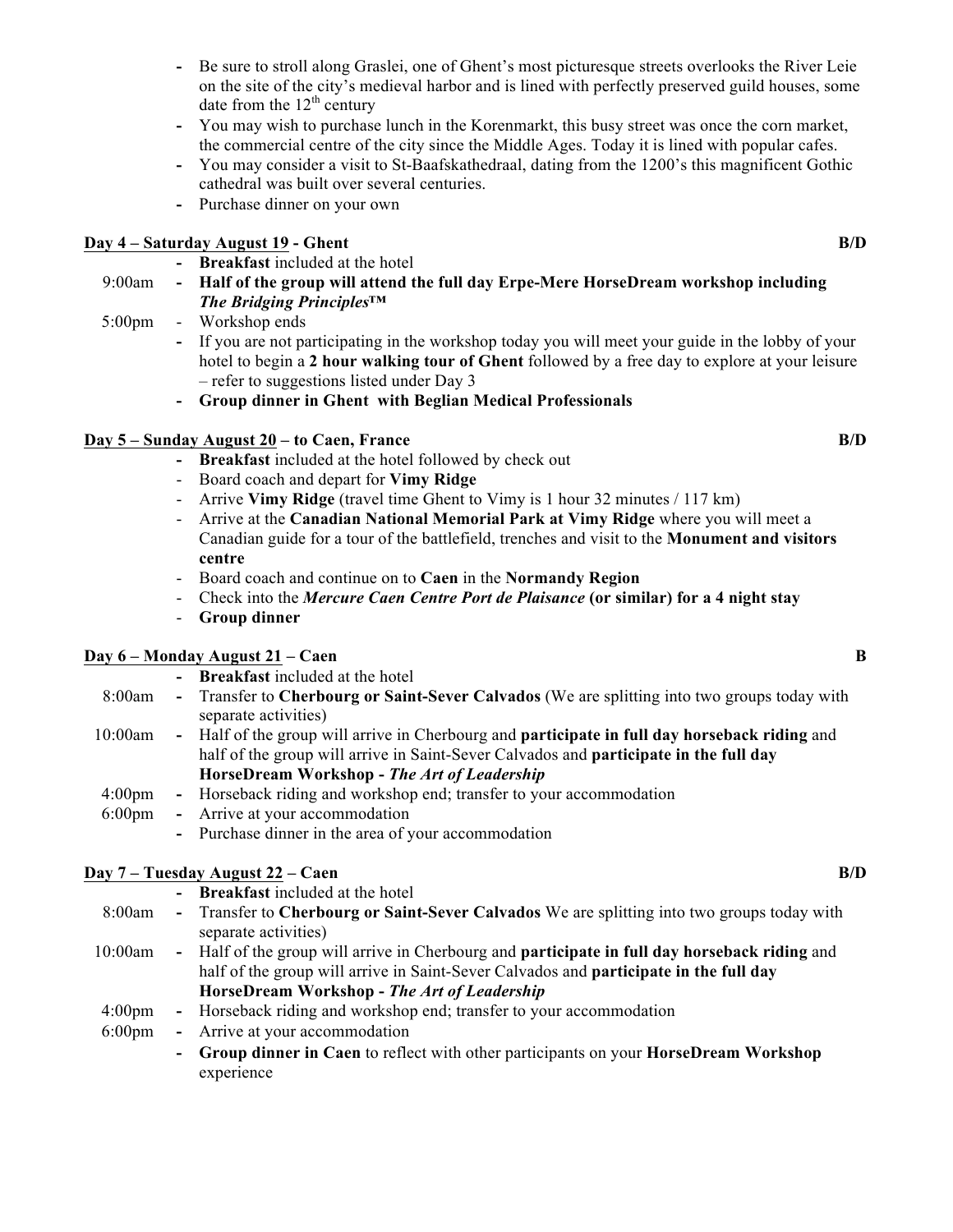- Be sure to stroll along Graslei, one of Ghent's most picturesque streets overlooks the River Leie on the site of the city's medieval harbor and is lined with perfectly preserved guild houses, some date from the 12th century
- You may wish to purchase lunch in the Korenmarkt, this busy street was once the corn market, the commercial centre of the city since the Middle Ages. Today it is lined with popular cafes.
- You may consider a visit to St-Baafskathedraal, dating from the 1200's this magnificent Gothic cathedral was built over several centuries.
- Purchase dinner on your own

**Day 4 – Saturday August 19 - Ghent** **B/D**

- **Breakfast** included at the hotel
- 9:00am - **Half of the group will attend the full day Erpe-Mere HorseDream workshop including *The Bridging Principles™***
- 5:00pm - Workshop ends
- If you are not participating in the workshop today you will meet your guide in the lobby of your hotel to begin a **2 hour walking tour of Ghent** followed by a free day to explore at your leisure – refer to suggestions listed under Day 3
- **Group dinner in Ghent with Beglian Medical Professionals**

**Day 5 – Sunday August 20 – to Caen, France** **B/D**

- **Breakfast** included at the hotel followed by check out
- Board coach and depart for **Vimy Ridge**
- Arrive **Vimy Ridge** (travel time Ghent to Vimy is 1 hour 32 minutes / 117 km)
- Arrive at the **Canadian National Memorial Park at Vimy Ridge** where you will meet a Canadian guide for a tour of the battlefield, trenches and visit to the **Monument and visitors centre**
- Board coach and continue on to **Caen** in the **Normandy Region**
- Check into the ***Mercure Caen Centre Port de Plaisance*** **(or similar) for a 4 night stay**
- **Group dinner**

**Day 6 – Monday August 21 – Caen** **B**

- **Breakfast** included at the hotel
- 8:00am - Transfer to **Cherbourg or Saint-Sever Calvados** (We are splitting into two groups today with separate activities)
- 10:00am - Half of the group will arrive in Cherbourg and **participate in full day horseback riding** and half of the group will arrive in Saint-Sever Calvados and **participate in the full day HorseDream Workshop - *The Art of Leadership***
- 4:00pm - Horseback riding and workshop end; transfer to your accommodation
- 6:00pm - Arrive at your accommodation
- Purchase dinner in the area of your accommodation

**Day 7 – Tuesday August 22 – Caen** **B/D**

- **Breakfast** included at the hotel
- 8:00am - Transfer to **Cherbourg or Saint-Sever Calvados** We are splitting into two groups today with separate activities)
- 10:00am - Half of the group will arrive in Cherbourg and **participate in full day horseback riding** and half of the group will arrive in Saint-Sever Calvados and **participate in the full day HorseDream Workshop - *The Art of Leadership***
- 4:00pm - Horseback riding and workshop end; transfer to your accommodation
- 6:00pm - Arrive at your accommodation
- **Group dinner in Caen** to reflect with other participants on your **HorseDream Workshop** experience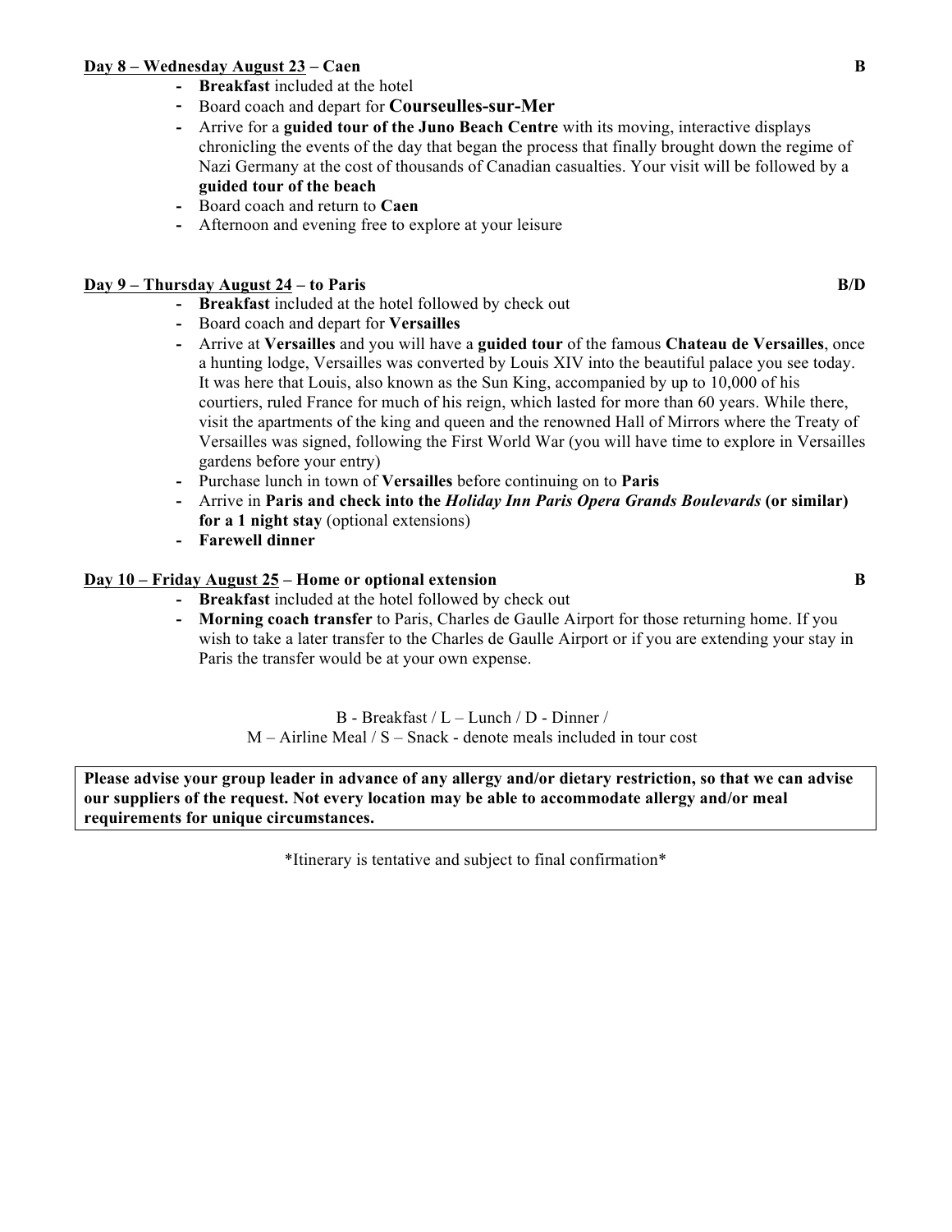**<u>Day 8 – Wednesday August 23</u> – Caen** **B**

- **Breakfast** included at the hotel
- Board coach and depart for **Courseulles-sur-Mer**
- Arrive for a **guided tour of the Juno Beach Centre** with its moving, interactive displays chronicling the events of the day that began the process that finally brought down the regime of Nazi Germany at the cost of thousands of Canadian casualties. Your visit will be followed by a **guided tour of the beach**
- Board coach and return to **Caen**
- Afternoon and evening free to explore at your leisure

**<u>Day 9 – Thursday August 24</u> – to Paris** **B/D**

- **Breakfast** included at the hotel followed by check out
- Board coach and depart for **Versailles**
- Arrive at **Versailles** and you will have a **guided tour** of the famous **Chateau de Versailles**, once a hunting lodge, Versailles was converted by Louis XIV into the beautiful palace you see today. It was here that Louis, also known as the Sun King, accompanied by up to 10,000 of his courtiers, ruled France for much of his reign, which lasted for more than 60 years. While there, visit the apartments of the king and queen and the renowned Hall of Mirrors where the Treaty of Versailles was signed, following the First World War (you will have time to explore in Versailles gardens before your entry)
- Purchase lunch in town of **Versailles** before continuing on to **Paris**
- Arrive in **Paris and check into the *Holiday Inn Paris Opera Grands Boulevards* (or similar) for a 1 night stay** (optional extensions)
- **Farewell dinner**

**<u>Day 10 – Friday August 25</u> – Home or optional extension** **B**

- **Breakfast** included at the hotel followed by check out
- **Morning coach transfer** to Paris, Charles de Gaulle Airport for those returning home. If you wish to take a later transfer to the Charles de Gaulle Airport or if you are extending your stay in Paris the transfer would be at your own expense.

B - Breakfast / L – Lunch / D - Dinner /
M – Airline Meal / S – Snack - denote meals included in tour cost

**Please advise your group leader in advance of any allergy and/or dietary restriction, so that we can advise our suppliers of the request. Not every location may be able to accommodate allergy and/or meal requirements for unique circumstances.**

*Itinerary is tentative and subject to final confirmation*